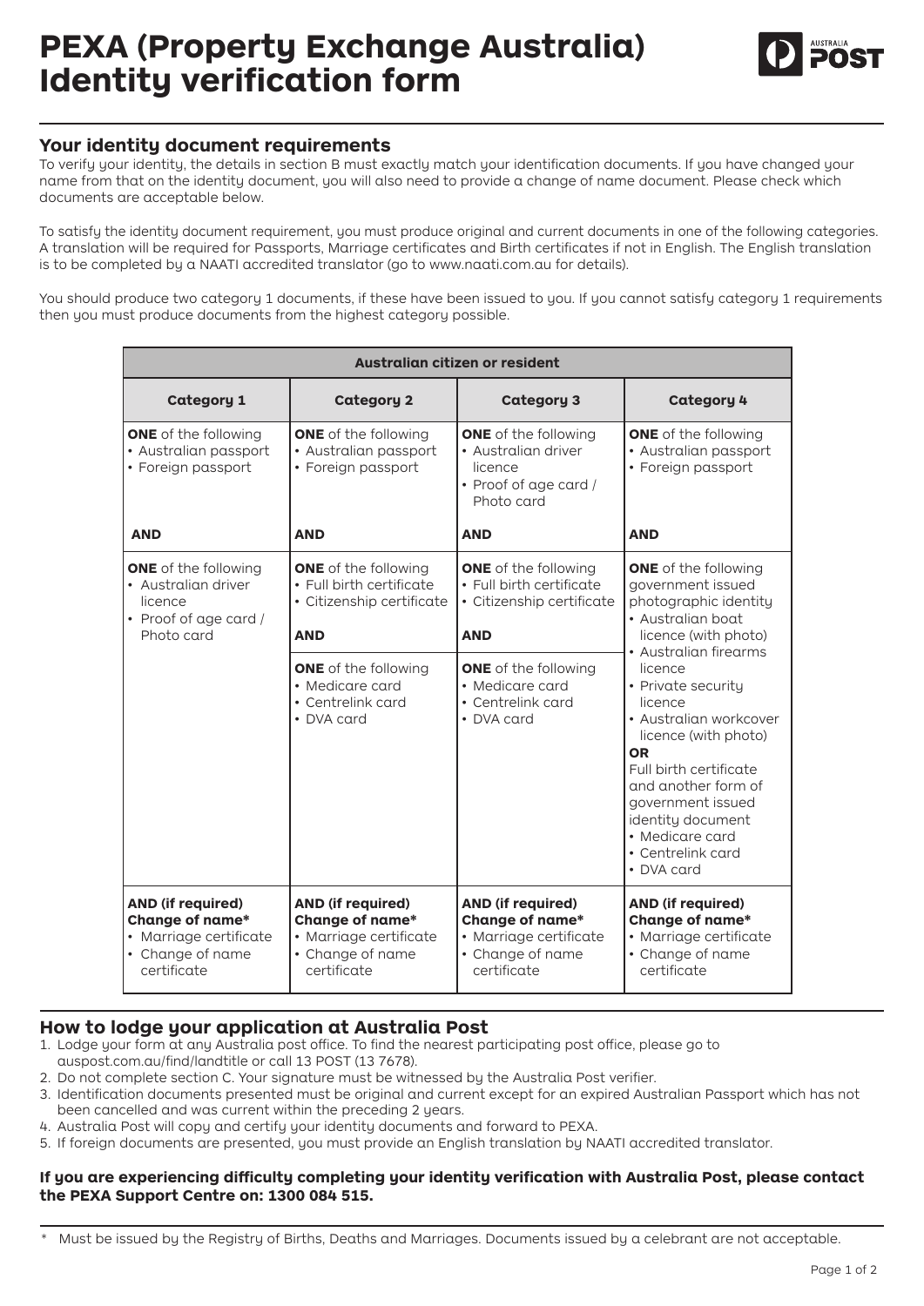# PEXA (Property Exchange Australia) Identity verification form

## Your identity document requirements

To verify your identity, the details in section B must exactly match your identification documents. If you have changed your name from that on the identity document, you will also need to provide a change of name document. Please check which documents are acceptable below.

To satisfy the identity document requirement, you must produce original and current documents in one of the following categories. A translation will be required for Passports, Marriage certificates and Birth certificates if not in English. The English translation is to be completed by a NAATI accredited translator (go to www.naati.com.au for details).

You should produce two category 1 documents, if these have been issued to you. If you cannot satisfy category 1 requirements then you must produce documents from the highest category possible.

| Australian citizen or resident | | | |
|---|---|---|---|
| **Category 1** | **Category 2** | **Category 3** | **Category 4** |
| **ONE** of the following<br>• Australian passport<br>• Foreign passport<br><br>**AND** | **ONE** of the following<br>• Australian passport<br>• Foreign passport<br><br>**AND** | **ONE** of the following<br>• Australian driver licence<br>• Proof of age card / Photo card<br><br>**AND** | **ONE** of the following<br>• Australian passport<br>• Foreign passport<br><br>**AND** |
| **ONE** of the following<br>• Australian driver licence<br>• Proof of age card / Photo card | **ONE** of the following<br>• Full birth certificate<br>• Citizenship certificate<br><br>**AND**<br><br>**ONE** of the following<br>• Medicare card<br>• Centrelink card<br>• DVA card | **ONE** of the following<br>• Full birth certificate<br>• Citizenship certificate<br><br>**AND**<br><br>**ONE** of the following<br>• Medicare card<br>• Centrelink card<br>• DVA card | **ONE** of the following government issued photographic identity<br>• Australian boat licence (with photo)<br>• Australian firearms licence<br>• Private security licence<br>• Australian workcover licence (with photo)<br>**OR**<br>Full birth certificate and another form of government issued identity document<br>• Medicare card<br>• Centrelink card<br>• DVA card |
| **AND (if required) Change of name***<br>• Marriage certificate<br>• Change of name certificate | **AND (if required) Change of name***<br>• Marriage certificate<br>• Change of name certificate | **AND (if required) Change of name***<br>• Marriage certificate<br>• Change of name certificate | **AND (if required) Change of name***<br>• Marriage certificate<br>• Change of name certificate |

## How to lodge your application at Australia Post

1. Lodge your form at any Australia post office. To find the nearest participating post office, please go to auspost.com.au/find/landtitle or call 13 POST (13 7678).
2. Do not complete section C. Your signature must be witnessed by the Australia Post verifier.
3. Identification documents presented must be original and current except for an expired Australian Passport which has not been cancelled and was current within the preceding 2 years.
4. Australia Post will copy and certify your identity documents and forward to PEXA.
5. If foreign documents are presented, you must provide an English translation by NAATI accredited translator.

**If you are experiencing difficulty completing your identity verification with Australia Post, please contact the PEXA Support Centre on: 1300 084 515.**

* Must be issued by the Registry of Births, Deaths and Marriages. Documents issued by a celebrant are not acceptable.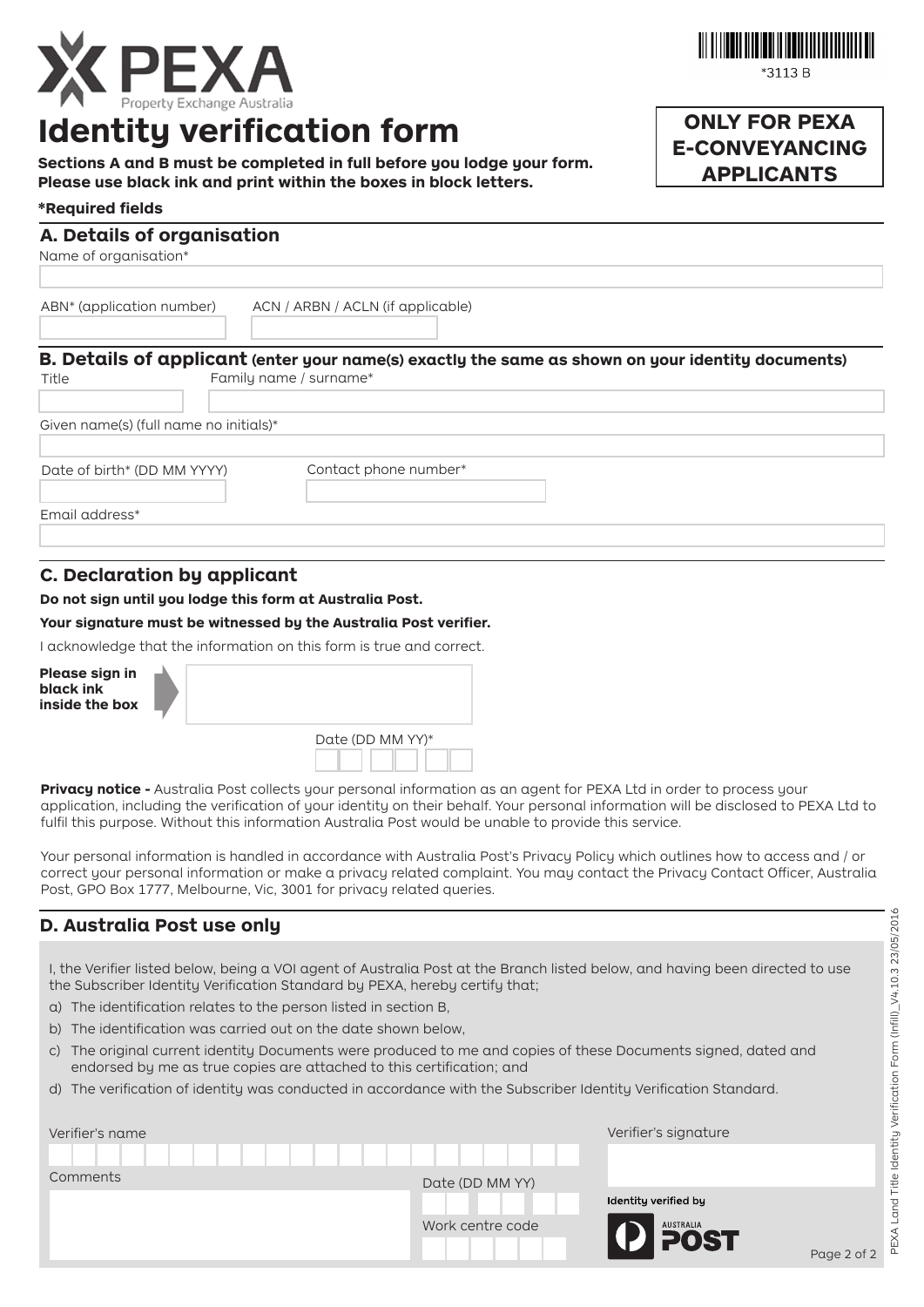*3113 B

# Identity verification form

**ONLY FOR PEXA E-CONVEYANCING APPLICANTS**

**Sections A and B must be completed in full before you lodge your form. Please use black ink and print within the boxes in block letters.**

**\*Required fields**

## A. Details of organisation

Name of organisation*

ABN* (application number)

ACN / ARBN / ACLN (if applicable)

## B. Details of applicant (enter your name(s) exactly the same as shown on your identity documents)

Title

Family name / surname*

Given name(s) (full name no initials)*

Date of birth* (DD MM YYYY)

Contact phone number*

Email address*

## C. Declaration by applicant

**Do not sign until you lodge this form at Australia Post.**

**Your signature must be witnessed by the Australia Post verifier.**

I acknowledge that the information on this form is true and correct.

**Please sign in black ink inside the box**

Date (DD MM YY)*

**Privacy notice -** Australia Post collects your personal information as an agent for PEXA Ltd in order to process your application, including the verification of your identity on their behalf. Your personal information will be disclosed to PEXA Ltd to fulfil this purpose. Without this information Australia Post would be unable to provide this service.

Your personal information is handled in accordance with Australia Post's Privacy Policy which outlines how to access and / or correct your personal information or make a privacy related complaint. You may contact the Privacy Contact Officer, Australia Post, GPO Box 1777, Melbourne, Vic, 3001 for privacy related queries.

## D. Australia Post use only

I, the Verifier listed below, being a VOI agent of Australia Post at the Branch listed below, and having been directed to use the Subscriber Identity Verification Standard by PEXA, hereby certify that;

a) The identification relates to the person listed in section B,

b) The identification was carried out on the date shown below,

c) The original current identity Documents were produced to me and copies of these Documents signed, dated and endorsed by me as true copies are attached to this certification; and

d) The verification of identity was conducted in accordance with the Subscriber Identity Verification Standard.

Verifier's name

Verifier's signature

Comments

Date (DD MM YY)

Work centre code

Identity verified by Australia Post

PEXA Land Title Identity Verification Form (Infill)_V4.10.3 23/05/2016